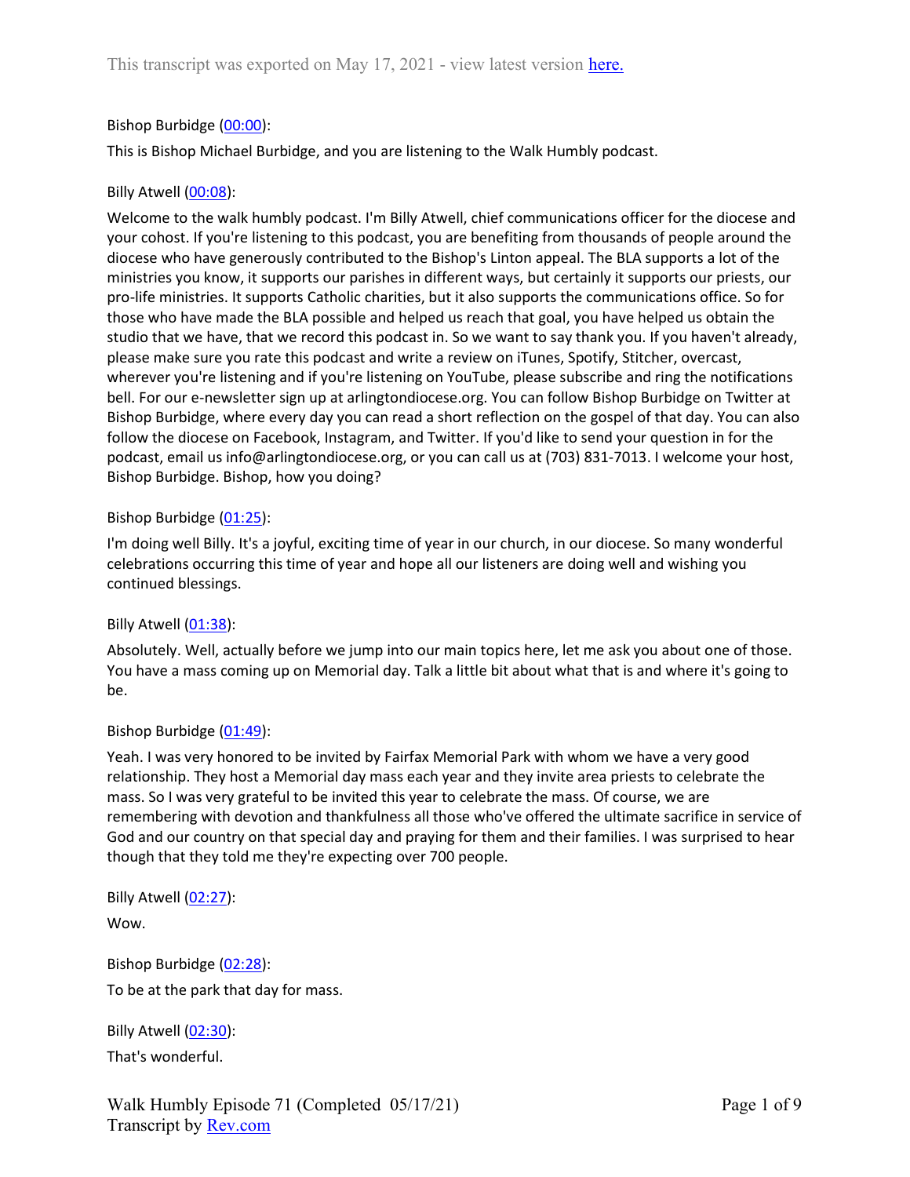This transcript was exported on May 17, 2021 - view latest version [here.](#)

Bishop Burbidge ([00:00](#)):

This is Bishop Michael Burbidge, and you are listening to the Walk Humbly podcast.

Billy Atwell ([00:08](#)):

Welcome to the walk humbly podcast. I'm Billy Atwell, chief communications officer for the diocese and your cohost. If you're listening to this podcast, you are benefiting from thousands of people around the diocese who have generously contributed to the Bishop's Linton appeal. The BLA supports a lot of the ministries you know, it supports our parishes in different ways, but certainly it supports our priests, our pro-life ministries. It supports Catholic charities, but it also supports the communications office. So for those who have made the BLA possible and helped us reach that goal, you have helped us obtain the studio that we have, that we record this podcast in. So we want to say thank you. If you haven't already, please make sure you rate this podcast and write a review on iTunes, Spotify, Stitcher, overcast, wherever you're listening and if you're listening on YouTube, please subscribe and ring the notifications bell. For our e-newsletter sign up at arlingtondiocese.org. You can follow Bishop Burbidge on Twitter at Bishop Burbidge, where every day you can read a short reflection on the gospel of that day. You can also follow the diocese on Facebook, Instagram, and Twitter. If you'd like to send your question in for the podcast, email us info@arlingtondiocese.org, or you can call us at (703) 831-7013. I welcome your host, Bishop Burbidge. Bishop, how you doing?

Bishop Burbidge ([01:25](#)):

I'm doing well Billy. It's a joyful, exciting time of year in our church, in our diocese. So many wonderful celebrations occurring this time of year and hope all our listeners are doing well and wishing you continued blessings.

Billy Atwell ([01:38](#)):

Absolutely. Well, actually before we jump into our main topics here, let me ask you about one of those. You have a mass coming up on Memorial day. Talk a little bit about what that is and where it's going to be.

Bishop Burbidge ([01:49](#)):

Yeah. I was very honored to be invited by Fairfax Memorial Park with whom we have a very good relationship. They host a Memorial day mass each year and they invite area priests to celebrate the mass. So I was very grateful to be invited this year to celebrate the mass. Of course, we are remembering with devotion and thankfulness all those who've offered the ultimate sacrifice in service of God and our country on that special day and praying for them and their families. I was surprised to hear though that they told me they're expecting over 700 people.

Billy Atwell ([02:27](#)):

Wow.

Bishop Burbidge ([02:28](#)):

To be at the park that day for mass.

Billy Atwell ([02:30](#)):

That's wonderful.

Walk Humbly Episode 71 (Completed 05/17/21)
Transcript by [Rev.com](#)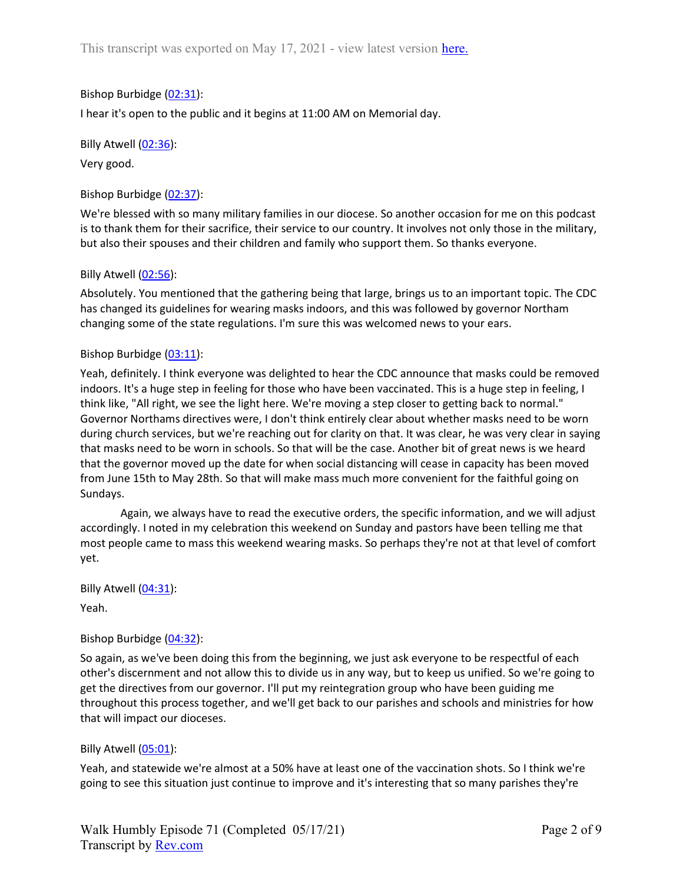Bishop Burbidge ([02:31](#)):

I hear it's open to the public and it begins at 11:00 AM on Memorial day.

Billy Atwell ([02:36](#)):

Very good.

Bishop Burbidge ([02:37](#)):

We're blessed with so many military families in our diocese. So another occasion for me on this podcast is to thank them for their sacrifice, their service to our country. It involves not only those in the military, but also their spouses and their children and family who support them. So thanks everyone.

Billy Atwell ([02:56](#)):

Absolutely. You mentioned that the gathering being that large, brings us to an important topic. The CDC has changed its guidelines for wearing masks indoors, and this was followed by governor Northam changing some of the state regulations. I'm sure this was welcomed news to your ears.

Bishop Burbidge ([03:11](#)):

Yeah, definitely. I think everyone was delighted to hear the CDC announce that masks could be removed indoors. It's a huge step in feeling for those who have been vaccinated. This is a huge step in feeling, I think like, "All right, we see the light here. We're moving a step closer to getting back to normal." Governor Northams directives were, I don't think entirely clear about whether masks need to be worn during church services, but we're reaching out for clarity on that. It was clear, he was very clear in saying that masks need to be worn in schools. So that will be the case. Another bit of great news is we heard that the governor moved up the date for when social distancing will cease in capacity has been moved from June 15th to May 28th. So that will make mass much more convenient for the faithful going on Sundays.

Again, we always have to read the executive orders, the specific information, and we will adjust accordingly. I noted in my celebration this weekend on Sunday and pastors have been telling me that most people came to mass this weekend wearing masks. So perhaps they're not at that level of comfort yet.

Billy Atwell ([04:31](#)):

Yeah.

Bishop Burbidge ([04:32](#)):

So again, as we've been doing this from the beginning, we just ask everyone to be respectful of each other's discernment and not allow this to divide us in any way, but to keep us unified. So we're going to get the directives from our governor. I'll put my reintegration group who have been guiding me throughout this process together, and we'll get back to our parishes and schools and ministries for how that will impact our dioceses.

Billy Atwell ([05:01](#)):

Yeah, and statewide we're almost at a 50% have at least one of the vaccination shots. So I think we're going to see this situation just continue to improve and it's interesting that so many parishes they're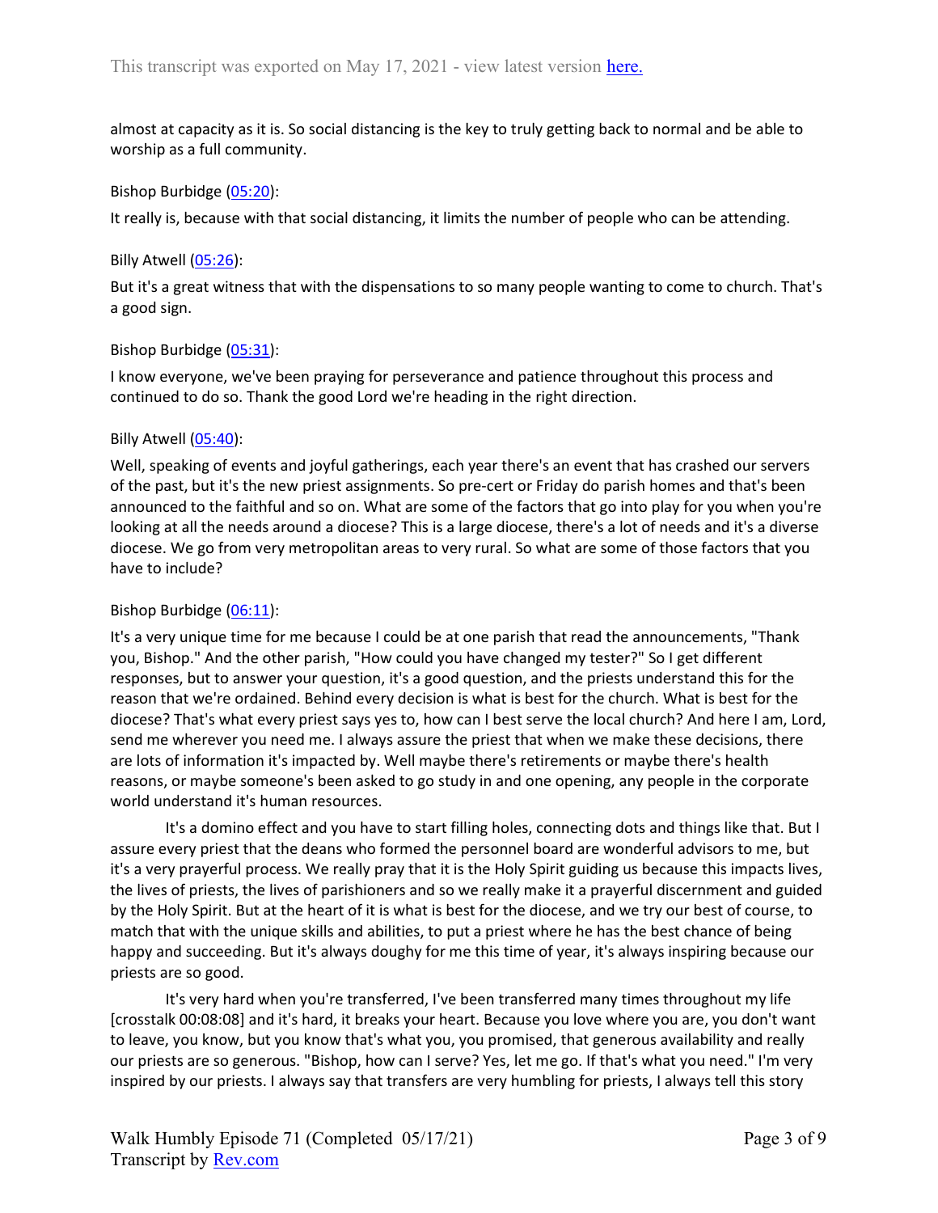almost at capacity as it is. So social distancing is the key to truly getting back to normal and be able to worship as a full community.

Bishop Burbidge (05:20):

It really is, because with that social distancing, it limits the number of people who can be attending.

Billy Atwell (05:26):

But it's a great witness that with the dispensations to so many people wanting to come to church. That's a good sign.

Bishop Burbidge (05:31):

I know everyone, we've been praying for perseverance and patience throughout this process and continued to do so. Thank the good Lord we're heading in the right direction.

Billy Atwell (05:40):

Well, speaking of events and joyful gatherings, each year there's an event that has crashed our servers of the past, but it's the new priest assignments. So pre-cert or Friday do parish homes and that's been announced to the faithful and so on. What are some of the factors that go into play for you when you're looking at all the needs around a diocese? This is a large diocese, there's a lot of needs and it's a diverse diocese. We go from very metropolitan areas to very rural. So what are some of those factors that you have to include?

Bishop Burbidge (06:11):

It's a very unique time for me because I could be at one parish that read the announcements, "Thank you, Bishop." And the other parish, "How could you have changed my tester?" So I get different responses, but to answer your question, it's a good question, and the priests understand this for the reason that we're ordained. Behind every decision is what is best for the church. What is best for the diocese? That's what every priest says yes to, how can I best serve the local church? And here I am, Lord, send me wherever you need me. I always assure the priest that when we make these decisions, there are lots of information it's impacted by. Well maybe there's retirements or maybe there's health reasons, or maybe someone's been asked to go study in and one opening, any people in the corporate world understand it's human resources.

It's a domino effect and you have to start filling holes, connecting dots and things like that. But I assure every priest that the deans who formed the personnel board are wonderful advisors to me, but it's a very prayerful process. We really pray that it is the Holy Spirit guiding us because this impacts lives, the lives of priests, the lives of parishioners and so we really make it a prayerful discernment and guided by the Holy Spirit. But at the heart of it is what is best for the diocese, and we try our best of course, to match that with the unique skills and abilities, to put a priest where he has the best chance of being happy and succeeding. But it's always doughy for me this time of year, it's always inspiring because our priests are so good.

It's very hard when you're transferred, I've been transferred many times throughout my life [crosstalk 00:08:08] and it's hard, it breaks your heart. Because you love where you are, you don't want to leave, you know, but you know that's what you, you promised, that generous availability and really our priests are so generous. "Bishop, how can I serve? Yes, let me go. If that's what you need." I'm very inspired by our priests. I always say that transfers are very humbling for priests, I always tell this story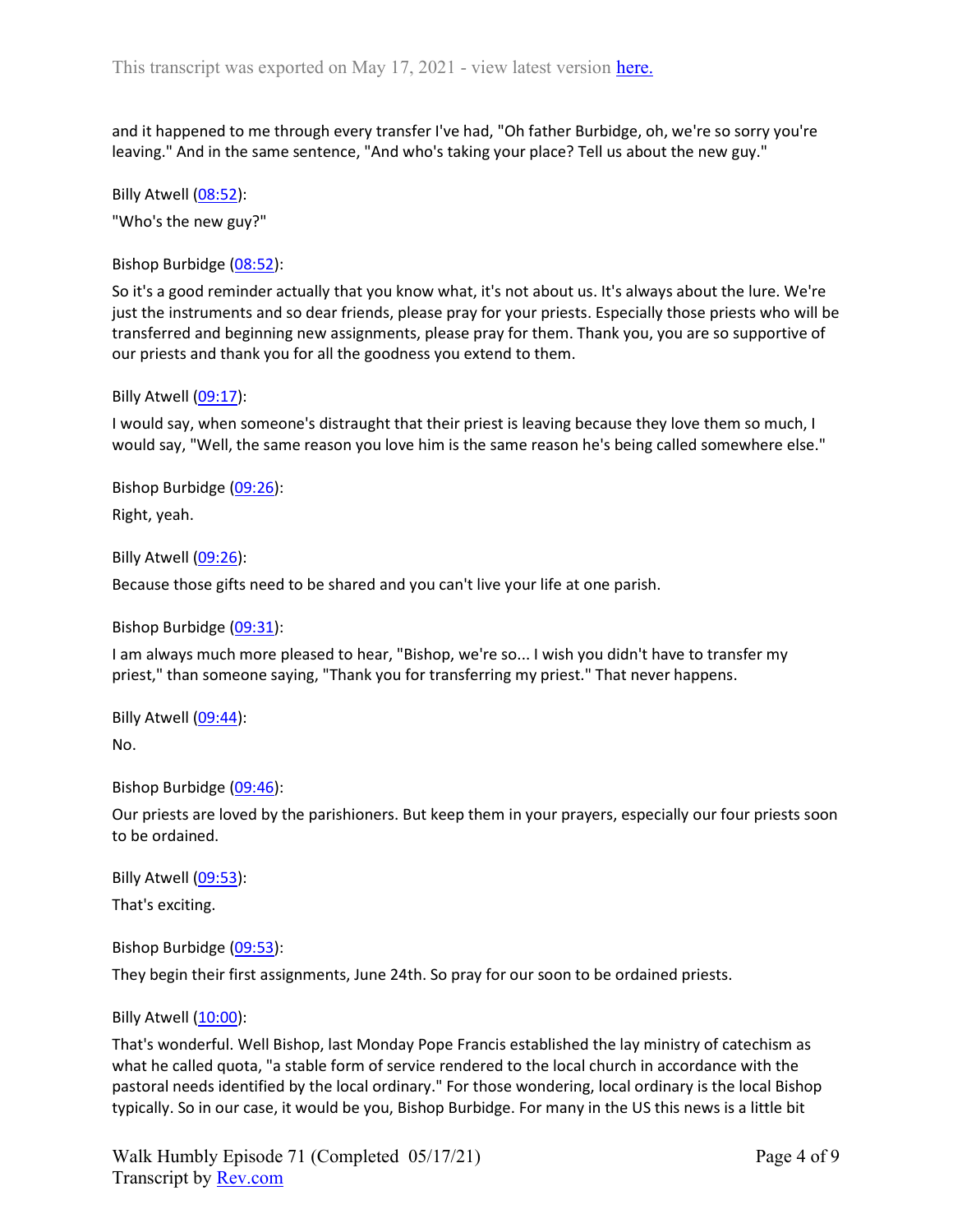and it happened to me through every transfer I've had, "Oh father Burbidge, oh, we're so sorry you're leaving." And in the same sentence, "And who's taking your place? Tell us about the new guy."

Billy Atwell ([08:52](#)):

"Who's the new guy?"

Bishop Burbidge ([08:52](#)):

So it's a good reminder actually that you know what, it's not about us. It's always about the lure. We're just the instruments and so dear friends, please pray for your priests. Especially those priests who will be transferred and beginning new assignments, please pray for them. Thank you, you are so supportive of our priests and thank you for all the goodness you extend to them.

Billy Atwell ([09:17](#)):

I would say, when someone's distraught that their priest is leaving because they love them so much, I would say, "Well, the same reason you love him is the same reason he's being called somewhere else."

Bishop Burbidge ([09:26](#)):

Right, yeah.

Billy Atwell ([09:26](#)):

Because those gifts need to be shared and you can't live your life at one parish.

Bishop Burbidge ([09:31](#)):

I am always much more pleased to hear, "Bishop, we're so... I wish you didn't have to transfer my priest," than someone saying, "Thank you for transferring my priest." That never happens.

Billy Atwell ([09:44](#)):

No.

Bishop Burbidge ([09:46](#)):

Our priests are loved by the parishioners. But keep them in your prayers, especially our four priests soon to be ordained.

Billy Atwell ([09:53](#)):

That's exciting.

Bishop Burbidge ([09:53](#)):

They begin their first assignments, June 24th. So pray for our soon to be ordained priests.

Billy Atwell ([10:00](#)):

That's wonderful. Well Bishop, last Monday Pope Francis established the lay ministry of catechism as what he called quota, "a stable form of service rendered to the local church in accordance with the pastoral needs identified by the local ordinary." For those wondering, local ordinary is the local Bishop typically. So in our case, it would be you, Bishop Burbidge. For many in the US this news is a little bit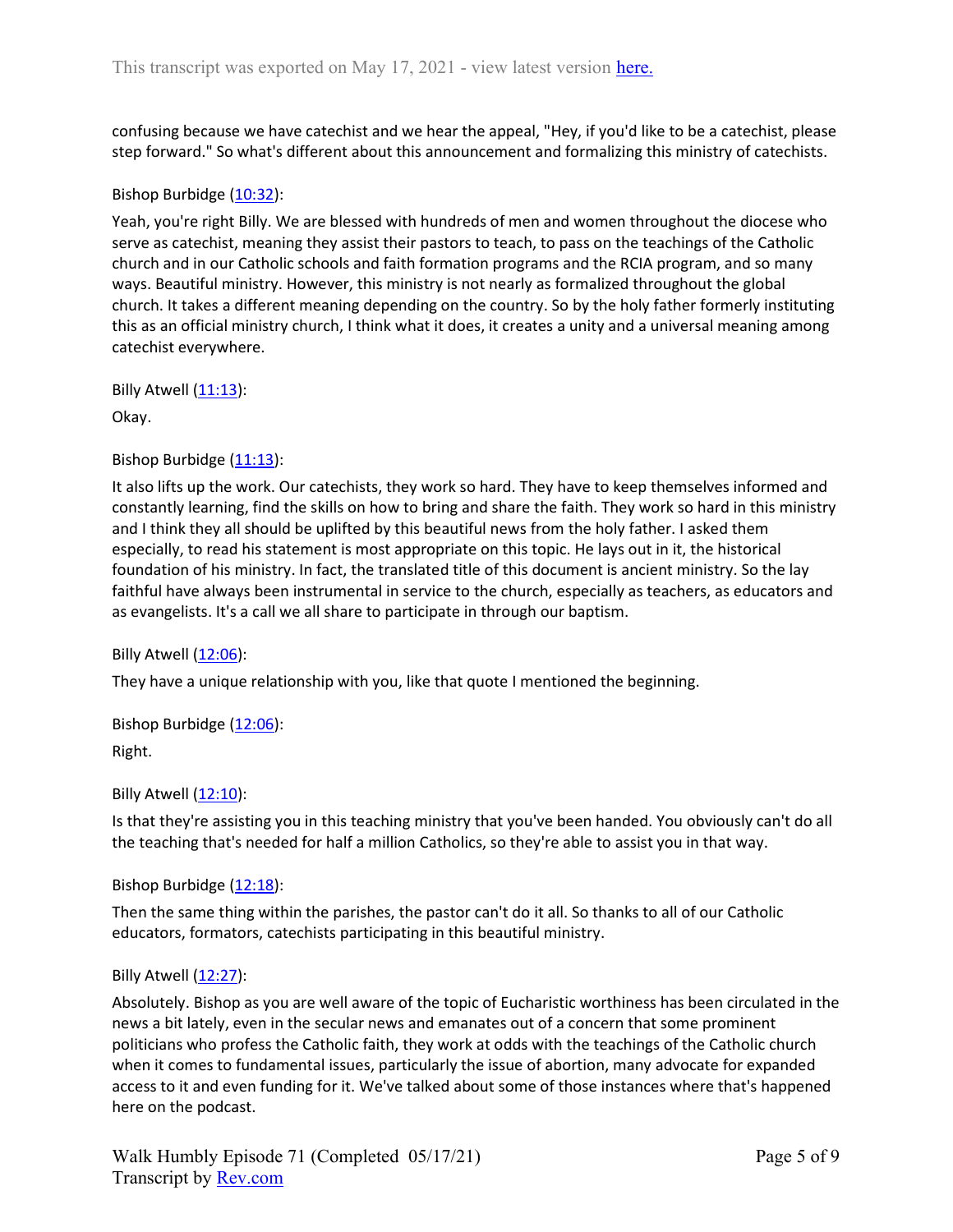confusing because we have catechist and we hear the appeal, "Hey, if you'd like to be a catechist, please step forward." So what's different about this announcement and formalizing this ministry of catechists.

Bishop Burbidge ([10:32](#)):

Yeah, you're right Billy. We are blessed with hundreds of men and women throughout the diocese who serve as catechist, meaning they assist their pastors to teach, to pass on the teachings of the Catholic church and in our Catholic schools and faith formation programs and the RCIA program, and so many ways. Beautiful ministry. However, this ministry is not nearly as formalized throughout the global church. It takes a different meaning depending on the country. So by the holy father formerly instituting this as an official ministry church, I think what it does, it creates a unity and a universal meaning among catechist everywhere.

Billy Atwell ([11:13](#)):

Okay.

Bishop Burbidge ([11:13](#)):

It also lifts up the work. Our catechists, they work so hard. They have to keep themselves informed and constantly learning, find the skills on how to bring and share the faith. They work so hard in this ministry and I think they all should be uplifted by this beautiful news from the holy father. I asked them especially, to read his statement is most appropriate on this topic. He lays out in it, the historical foundation of his ministry. In fact, the translated title of this document is ancient ministry. So the lay faithful have always been instrumental in service to the church, especially as teachers, as educators and as evangelists. It's a call we all share to participate in through our baptism.

Billy Atwell ([12:06](#)):

They have a unique relationship with you, like that quote I mentioned the beginning.

Bishop Burbidge ([12:06](#)):

Right.

Billy Atwell ([12:10](#)):

Is that they're assisting you in this teaching ministry that you've been handed. You obviously can't do all the teaching that's needed for half a million Catholics, so they're able to assist you in that way.

Bishop Burbidge ([12:18](#)):

Then the same thing within the parishes, the pastor can't do it all. So thanks to all of our Catholic educators, formators, catechists participating in this beautiful ministry.

Billy Atwell ([12:27](#)):

Absolutely. Bishop as you are well aware of the topic of Eucharistic worthiness has been circulated in the news a bit lately, even in the secular news and emanates out of a concern that some prominent politicians who profess the Catholic faith, they work at odds with the teachings of the Catholic church when it comes to fundamental issues, particularly the issue of abortion, many advocate for expanded access to it and even funding for it. We've talked about some of those instances where that's happened here on the podcast.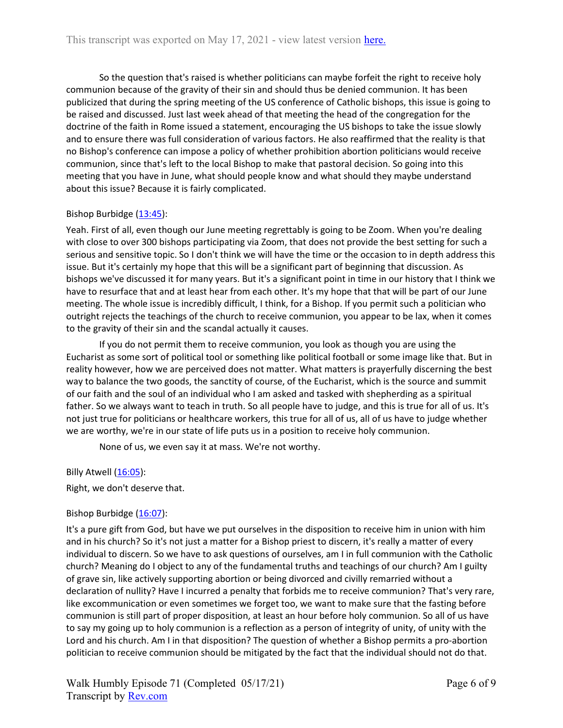So the question that's raised is whether politicians can maybe forfeit the right to receive holy communion because of the gravity of their sin and should thus be denied communion. It has been publicized that during the spring meeting of the US conference of Catholic bishops, this issue is going to be raised and discussed. Just last week ahead of that meeting the head of the congregation for the doctrine of the faith in Rome issued a statement, encouraging the US bishops to take the issue slowly and to ensure there was full consideration of various factors. He also reaffirmed that the reality is that no Bishop's conference can impose a policy of whether prohibition abortion politicians would receive communion, since that's left to the local Bishop to make that pastoral decision. So going into this meeting that you have in June, what should people know and what should they maybe understand about this issue? Because it is fairly complicated.

Bishop Burbidge (13:45):

Yeah. First of all, even though our June meeting regrettably is going to be Zoom. When you're dealing with close to over 300 bishops participating via Zoom, that does not provide the best setting for such a serious and sensitive topic. So I don't think we will have the time or the occasion to in depth address this issue. But it's certainly my hope that this will be a significant part of beginning that discussion. As bishops we've discussed it for many years. But it's a significant point in time in our history that I think we have to resurface that and at least hear from each other. It's my hope that that will be part of our June meeting. The whole issue is incredibly difficult, I think, for a Bishop. If you permit such a politician who outright rejects the teachings of the church to receive communion, you appear to be lax, when it comes to the gravity of their sin and the scandal actually it causes.

If you do not permit them to receive communion, you look as though you are using the Eucharist as some sort of political tool or something like political football or some image like that. But in reality however, how we are perceived does not matter. What matters is prayerfully discerning the best way to balance the two goods, the sanctity of course, of the Eucharist, which is the source and summit of our faith and the soul of an individual who I am asked and tasked with shepherding as a spiritual father. So we always want to teach in truth. So all people have to judge, and this is true for all of us. It's not just true for politicians or healthcare workers, this true for all of us, all of us have to judge whether we are worthy, we're in our state of life puts us in a position to receive holy communion.

None of us, we even say it at mass. We're not worthy.

Billy Atwell (16:05):

Right, we don't deserve that.

Bishop Burbidge (16:07):

It's a pure gift from God, but have we put ourselves in the disposition to receive him in union with him and in his church? So it's not just a matter for a Bishop priest to discern, it's really a matter of every individual to discern. So we have to ask questions of ourselves, am I in full communion with the Catholic church? Meaning do I object to any of the fundamental truths and teachings of our church? Am I guilty of grave sin, like actively supporting abortion or being divorced and civilly remarried without a declaration of nullity? Have I incurred a penalty that forbids me to receive communion? That's very rare, like excommunication or even sometimes we forget too, we want to make sure that the fasting before communion is still part of proper disposition, at least an hour before holy communion. So all of us have to say my going up to holy communion is a reflection as a person of integrity of unity, of unity with the Lord and his church. Am I in that disposition? The question of whether a Bishop permits a pro-abortion politician to receive communion should be mitigated by the fact that the individual should not do that.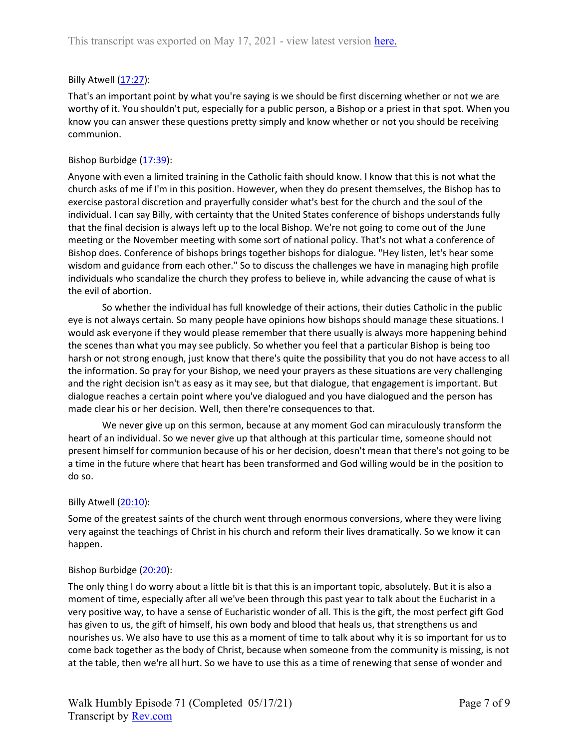Billy Atwell ([17:27](#)):

That's an important point by what you're saying is we should be first discerning whether or not we are worthy of it. You shouldn't put, especially for a public person, a Bishop or a priest in that spot. When you know you can answer these questions pretty simply and know whether or not you should be receiving communion.

Bishop Burbidge ([17:39](#)):

Anyone with even a limited training in the Catholic faith should know. I know that this is not what the church asks of me if I'm in this position. However, when they do present themselves, the Bishop has to exercise pastoral discretion and prayerfully consider what's best for the church and the soul of the individual. I can say Billy, with certainty that the United States conference of bishops understands fully that the final decision is always left up to the local Bishop. We're not going to come out of the June meeting or the November meeting with some sort of national policy. That's not what a conference of Bishop does. Conference of bishops brings together bishops for dialogue. "Hey listen, let's hear some wisdom and guidance from each other." So to discuss the challenges we have in managing high profile individuals who scandalize the church they profess to believe in, while advancing the cause of what is the evil of abortion.

So whether the individual has full knowledge of their actions, their duties Catholic in the public eye is not always certain. So many people have opinions how bishops should manage these situations. I would ask everyone if they would please remember that there usually is always more happening behind the scenes than what you may see publicly. So whether you feel that a particular Bishop is being too harsh or not strong enough, just know that there's quite the possibility that you do not have access to all the information. So pray for your Bishop, we need your prayers as these situations are very challenging and the right decision isn't as easy as it may see, but that dialogue, that engagement is important. But dialogue reaches a certain point where you've dialogued and you have dialogued and the person has made clear his or her decision. Well, then there're consequences to that.

We never give up on this sermon, because at any moment God can miraculously transform the heart of an individual. So we never give up that although at this particular time, someone should not present himself for communion because of his or her decision, doesn't mean that there's not going to be a time in the future where that heart has been transformed and God willing would be in the position to do so.

Billy Atwell ([20:10](#)):

Some of the greatest saints of the church went through enormous conversions, where they were living very against the teachings of Christ in his church and reform their lives dramatically. So we know it can happen.

Bishop Burbidge ([20:20](#)):

The only thing I do worry about a little bit is that this is an important topic, absolutely. But it is also a moment of time, especially after all we've been through this past year to talk about the Eucharist in a very positive way, to have a sense of Eucharistic wonder of all. This is the gift, the most perfect gift God has given to us, the gift of himself, his own body and blood that heals us, that strengthens us and nourishes us. We also have to use this as a moment of time to talk about why it is so important for us to come back together as the body of Christ, because when someone from the community is missing, is not at the table, then we're all hurt. So we have to use this as a time of renewing that sense of wonder and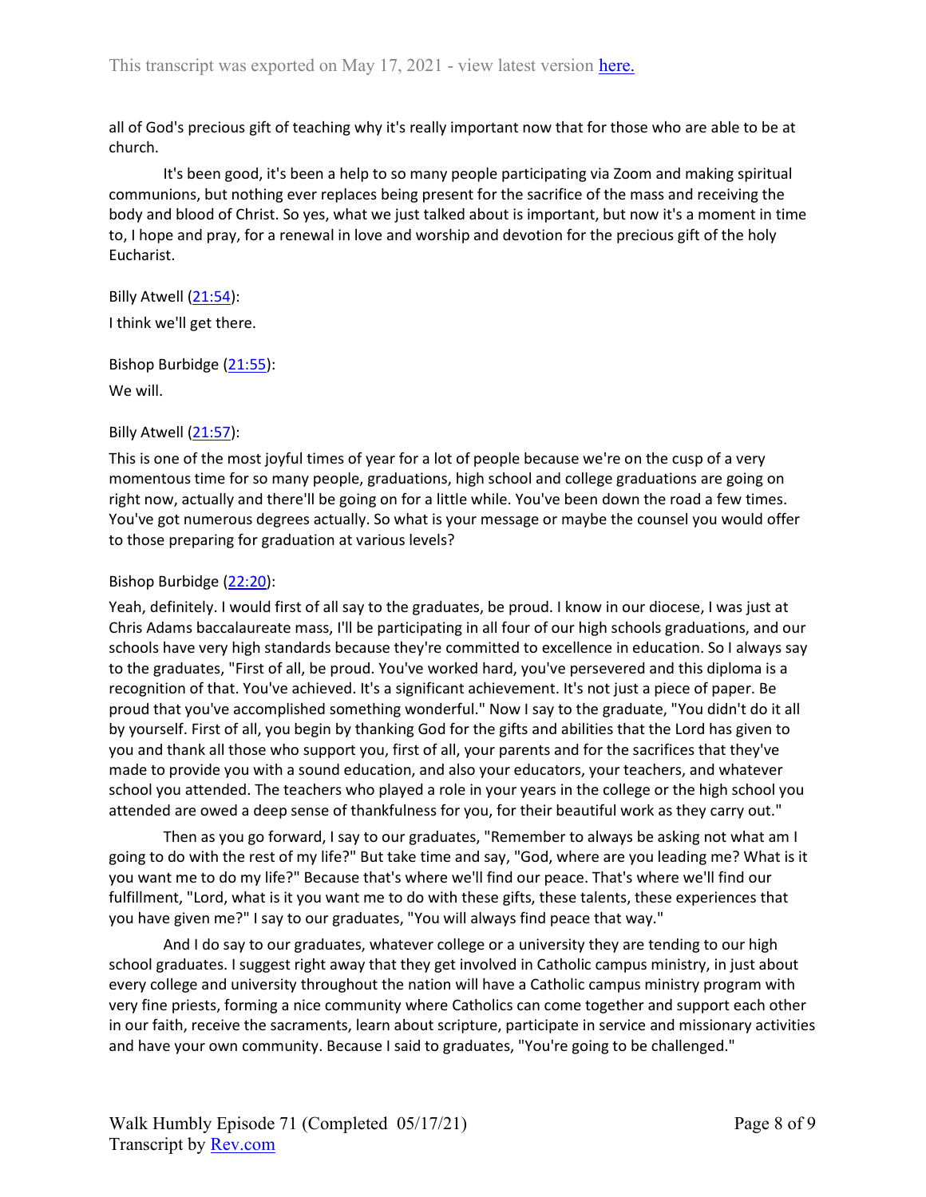all of God's precious gift of teaching why it's really important now that for those who are able to be at church.

It's been good, it's been a help to so many people participating via Zoom and making spiritual communions, but nothing ever replaces being present for the sacrifice of the mass and receiving the body and blood of Christ. So yes, what we just talked about is important, but now it's a moment in time to, I hope and pray, for a renewal in love and worship and devotion for the precious gift of the holy Eucharist.

Billy Atwell (21:54):

I think we'll get there.

Bishop Burbidge (21:55):

We will.

Billy Atwell (21:57):

This is one of the most joyful times of year for a lot of people because we're on the cusp of a very momentous time for so many people, graduations, high school and college graduations are going on right now, actually and there'll be going on for a little while. You've been down the road a few times. You've got numerous degrees actually. So what is your message or maybe the counsel you would offer to those preparing for graduation at various levels?

Bishop Burbidge (22:20):

Yeah, definitely. I would first of all say to the graduates, be proud. I know in our diocese, I was just at Chris Adams baccalaureate mass, I'll be participating in all four of our high schools graduations, and our schools have very high standards because they're committed to excellence in education. So I always say to the graduates, "First of all, be proud. You've worked hard, you've persevered and this diploma is a recognition of that. You've achieved. It's a significant achievement. It's not just a piece of paper. Be proud that you've accomplished something wonderful." Now I say to the graduate, "You didn't do it all by yourself. First of all, you begin by thanking God for the gifts and abilities that the Lord has given to you and thank all those who support you, first of all, your parents and for the sacrifices that they've made to provide you with a sound education, and also your educators, your teachers, and whatever school you attended. The teachers who played a role in your years in the college or the high school you attended are owed a deep sense of thankfulness for you, for their beautiful work as they carry out."

Then as you go forward, I say to our graduates, "Remember to always be asking not what am I going to do with the rest of my life?" But take time and say, "God, where are you leading me? What is it you want me to do my life?" Because that's where we'll find our peace. That's where we'll find our fulfillment, "Lord, what is it you want me to do with these gifts, these talents, these experiences that you have given me?" I say to our graduates, "You will always find peace that way."

And I do say to our graduates, whatever college or a university they are tending to our high school graduates. I suggest right away that they get involved in Catholic campus ministry, in just about every college and university throughout the nation will have a Catholic campus ministry program with very fine priests, forming a nice community where Catholics can come together and support each other in our faith, receive the sacraments, learn about scripture, participate in service and missionary activities and have your own community. Because I said to graduates, "You're going to be challenged."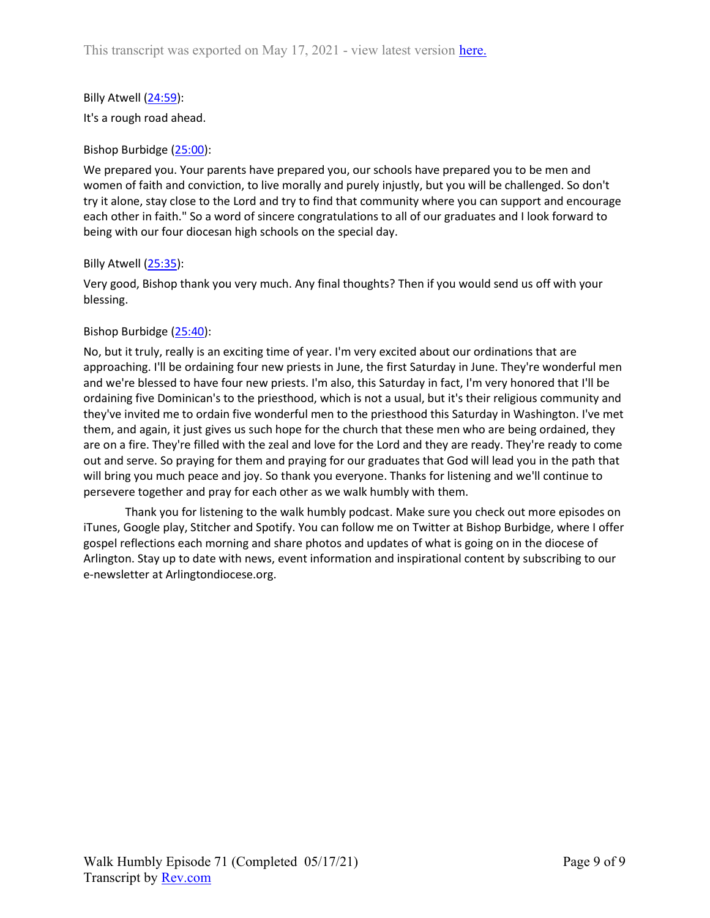Billy Atwell (24:59):

It's a rough road ahead.

Bishop Burbidge (25:00):

We prepared you. Your parents have prepared you, our schools have prepared you to be men and women of faith and conviction, to live morally and purely injustly, but you will be challenged. So don't try it alone, stay close to the Lord and try to find that community where you can support and encourage each other in faith." So a word of sincere congratulations to all of our graduates and I look forward to being with our four diocesan high schools on the special day.

Billy Atwell (25:35):

Very good, Bishop thank you very much. Any final thoughts? Then if you would send us off with your blessing.

Bishop Burbidge (25:40):

No, but it truly, really is an exciting time of year. I'm very excited about our ordinations that are approaching. I'll be ordaining four new priests in June, the first Saturday in June. They're wonderful men and we're blessed to have four new priests. I'm also, this Saturday in fact, I'm very honored that I'll be ordaining five Dominican's to the priesthood, which is not a usual, but it's their religious community and they've invited me to ordain five wonderful men to the priesthood this Saturday in Washington. I've met them, and again, it just gives us such hope for the church that these men who are being ordained, they are on a fire. They're filled with the zeal and love for the Lord and they are ready. They're ready to come out and serve. So praying for them and praying for our graduates that God will lead you in the path that will bring you much peace and joy. So thank you everyone. Thanks for listening and we'll continue to persevere together and pray for each other as we walk humbly with them.

Thank you for listening to the walk humbly podcast. Make sure you check out more episodes on iTunes, Google play, Stitcher and Spotify. You can follow me on Twitter at Bishop Burbidge, where I offer gospel reflections each morning and share photos and updates of what is going on in the diocese of Arlington. Stay up to date with news, event information and inspirational content by subscribing to our e-newsletter at Arlingtondiocese.org.